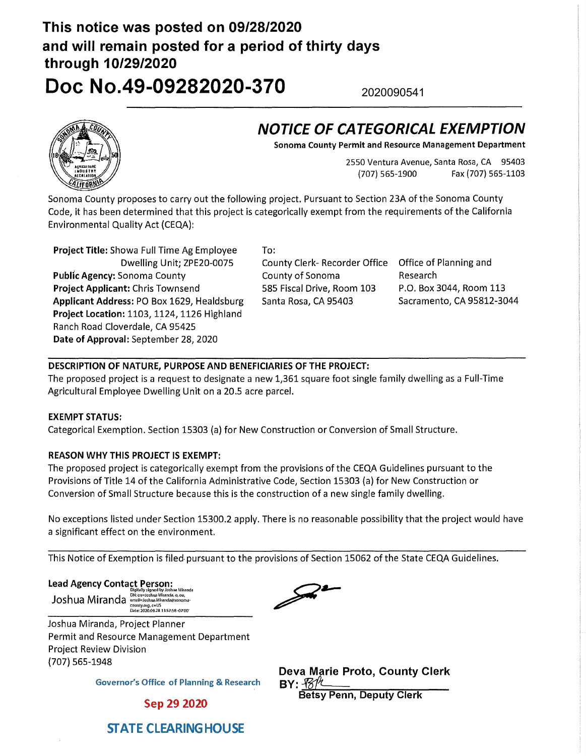**This notice was posted on 09/28/2020 and will remain posted for a period of thirty days through 10/29/2020**

# Doc No.49-09282020-370

2020090541

## *NOTICE OF CATEGORICAL EXEMPTION*

**Sonoma County Permit and Resource Management Department**

2550 Ventura Avenue, Santa Rosa, CA 95403
(707) 565-1900 Fax (707) 565-1103

Sonoma County proposes to carry out the following project. Pursuant to Section 23A of the Sonoma County Code, it has been determined that this project is categorically exempt from the requirements of the California Environmental Quality Act (CEQA):

**Project Title:** Showa Full Time Ag Employee Dwelling Unit; ZPE20-0075
**Public Agency:** Sonoma County
**Project Applicant:** Chris Townsend
**Applicant Address:** PO Box 1629, Healdsburg
**Project Location:** 1103, 1124, 1126 Highland Ranch Road Cloverdale, CA 95425
**Date of Approval:** September 28, 2020

To:

County Clerk- Recorder Office
County of Sonoma
585 Fiscal Drive, Room 103
Santa Rosa, CA 95403

Office of Planning and Research
P.O. Box 3044, Room 113
Sacramento, CA 95812-3044

**DESCRIPTION OF NATURE, PURPOSE AND BENEFICIARIES OF THE PROJECT:**
The proposed project is a request to designate a new 1,361 square foot single family dwelling as a Full-Time Agricultural Employee Dwelling Unit on a 20.5 acre parcel.

**EXEMPT STATUS:**
Categorical Exemption. Section 15303 (a) for New Construction or Conversion of Small Structure.

**REASON WHY THIS PROJECT IS EXEMPT:**
The proposed project is categorically exempt from the provisions of the CEQA Guidelines pursuant to the Provisions of Title 14 of the California Administrative Code, Section 15303 (a) for New Construction or Conversion of Small Structure because this is the construction of a new single family dwelling.

No exceptions listed under Section 15300.2 apply. There is no reasonable possibility that the project would have a significant effect on the environment.

This Notice of Exemption is filed pursuant to the provisions of Section 15062 of the State CEQA Guidelines.

**Lead Agency Contact Person:**

Joshua Miranda
Digitally signed by Joshua Miranda
DN: cn=Joshua Miranda, o, ou, email=Joshua.Miranda@sonoma-county.org, c=US
Date: 2020.09.28 13:57:58 -07'00'

Joshua Miranda, Project Planner
Permit and Resource Management Department
Project Review Division
(707) 565-1948

**Deva Marie Proto, County Clerk**
**BY:** BP
**Betsy Penn, Deputy Clerk**

Governor's Office of Planning & Research

Sep 29 2020

STATE CLEARINGHOUSE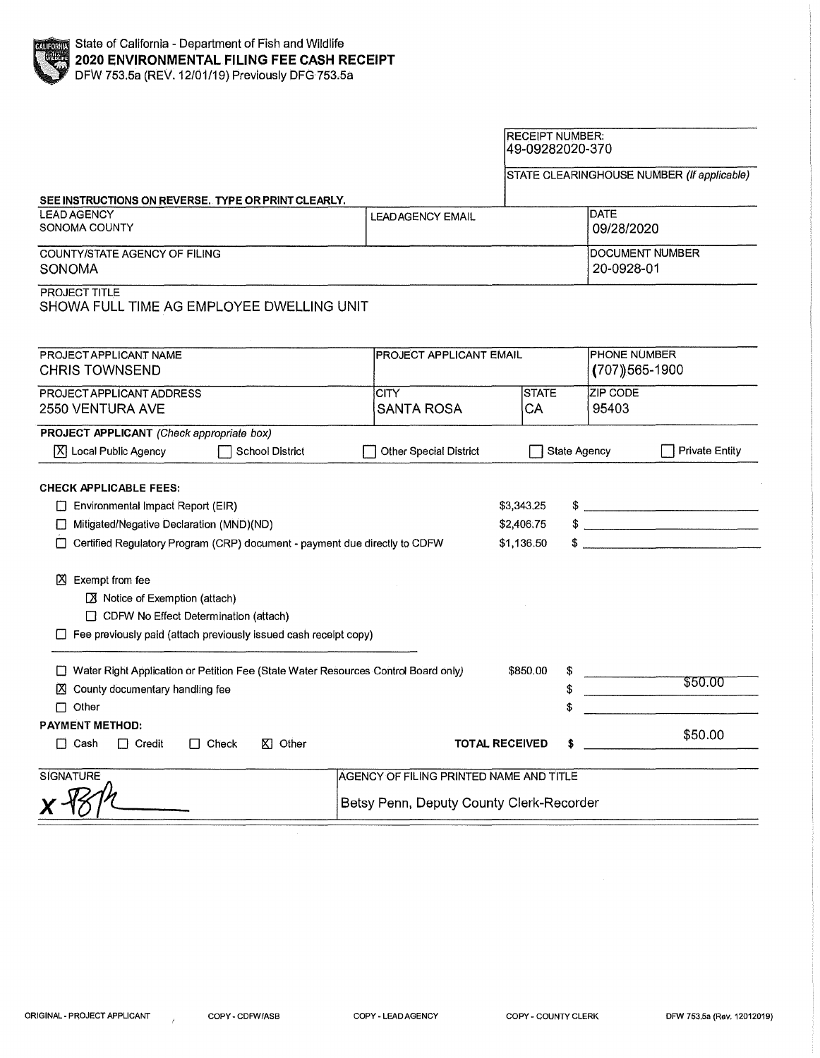State of California - Department of Fish and Wildlife
**2020 ENVIRONMENTAL FILING FEE CASH RECEIPT**
DFW 753.5a (REV. 12/01/19) Previously DFG 753.5a

RECEIPT NUMBER:
49-09282020-370

STATE CLEARINGHOUSE NUMBER *(If applicable)*

**SEE INSTRUCTIONS ON REVERSE. TYPE OR PRINT CLEARLY.**

| LEAD AGENCY | LEAD AGENCY EMAIL | DATE |
|---|---|---|
| SONOMA COUNTY | | 09/28/2020 |

| COUNTY/STATE AGENCY OF FILING | DOCUMENT NUMBER |
|---|---|
| SONOMA | 20-0928-01 |

PROJECT TITLE
SHOWA FULL TIME AG EMPLOYEE DWELLING UNIT

| PROJECT APPLICANT NAME | PROJECT APPLICANT EMAIL | | PHONE NUMBER |
|---|---|---|---|
| CHRIS TOWNSEND | | | (707)565-1900 |
| **PROJECT APPLICANT ADDRESS** | **CITY** | **STATE** | **ZIP CODE** |
| 2550 VENTURA AVE | SANTA ROSA | CA | 95403 |

**PROJECT APPLICANT** *(Check appropriate box)*

- [X] Local Public Agency
- [ ] School District
- [ ] Other Special District
- [ ] State Agency
- [ ] Private Entity

**CHECK APPLICABLE FEES:**

| | | |
|---|---|---|
| [ ] Environmental Impact Report (EIR) | $3,343.25 | $ |
| [ ] Mitigated/Negative Declaration (MND)(ND) | $2,406.75 | $ |
| [ ] Certified Regulatory Program (CRP) document - payment due directly to CDFW | $1,136.50 | $ |

- [X] Exempt from fee
  - [X] Notice of Exemption (attach)
  - [ ] CDFW No Effect Determination (attach)
- [ ] Fee previously paid (attach previously issued cash receipt copy)

| | | |
|---|---|---|
| [ ] Water Right Application or Petition Fee (State Water Resources Control Board only) | $850.00 | $ |
| [X] County documentary handling fee | | $ $50.00 |
| [ ] Other | | $ |

**PAYMENT METHOD:**

- [ ] Cash
- [ ] Credit
- [ ] Check
- [X] Other

**TOTAL RECEIVED** $ $50.00

| SIGNATURE | AGENCY OF FILING PRINTED NAME AND TITLE |
|---|---|
| X [signature] | Betsy Penn, Deputy County Clerk-Recorder |

ORIGINAL - PROJECT APPLICANT &nbsp;&nbsp; COPY - CDFW/ASB &nbsp;&nbsp; COPY - LEAD AGENCY &nbsp;&nbsp; COPY - COUNTY CLERK &nbsp;&nbsp; DFW 753.5a (Rev. 12012019)